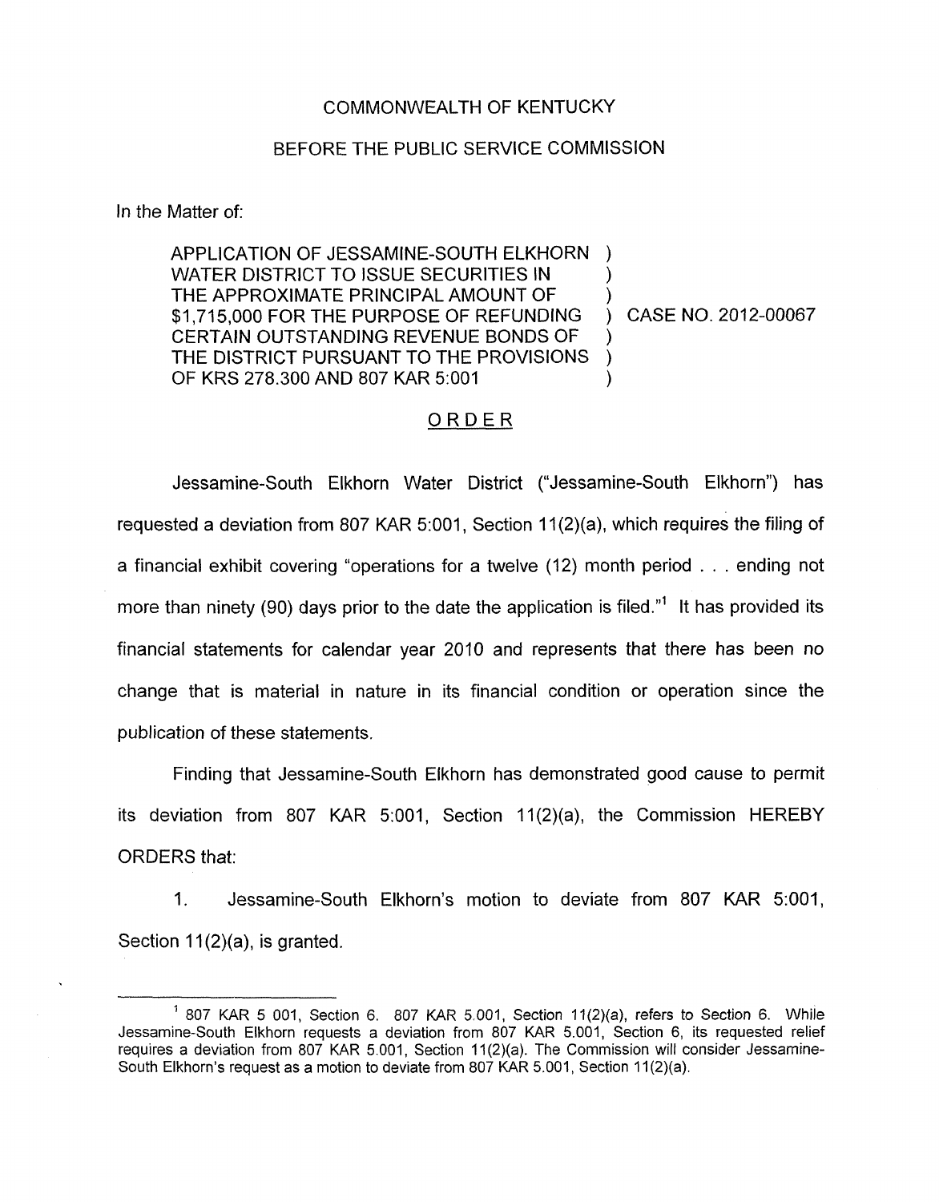COMMONWEALTH OF KENTUCKY

BEFORE THE PUBLIC SERVICE COMMISSION

In the Matter of:

| | | |
|---|---|---|
| APPLICATION OF JESSAMINE-SOUTH ELKHORN WATER DISTRICT TO ISSUE SECURITIES IN THE APPROXIMATE PRINCIPAL AMOUNT OF $1,715,000 FOR THE PURPOSE OF REFUNDING CERTAIN OUTSTANDING REVENUE BONDS OF THE DISTRICT PURSUANT TO THE PROVISIONS OF KRS 278.300 AND 807 KAR 5:001 | ) | CASE NO. 2012-00067 |

## ORDER

Jessamine-South Elkhorn Water District ("Jessamine-South Elkhorn") has requested a deviation from 807 KAR 5:001, Section 11(2)(a), which requires the filing of a financial exhibit covering "operations for a twelve (12) month period . . . ending not more than ninety (90) days prior to the date the application is filed."[1] It has provided its financial statements for calendar year 2010 and represents that there has been no change that is material in nature in its financial condition or operation since the publication of these statements.

Finding that Jessamine-South Elkhorn has demonstrated good cause to permit its deviation from 807 KAR 5:001, Section 11(2)(a), the Commission HEREBY ORDERS that:

1. Jessamine-South Elkhorn's motion to deviate from 807 KAR 5:001, Section 11(2)(a), is granted.

---

[1] 807 KAR 5 001, Section 6. 807 KAR 5.001, Section 11(2)(a), refers to Section 6. While Jessamine-South Elkhorn requests a deviation from 807 KAR 5.001, Section 6, its requested relief requires a deviation from 807 KAR 5.001, Section 11(2)(a). The Commission will consider Jessamine-South Elkhorn's request as a motion to deviate from 807 KAR 5.001, Section 11(2)(a).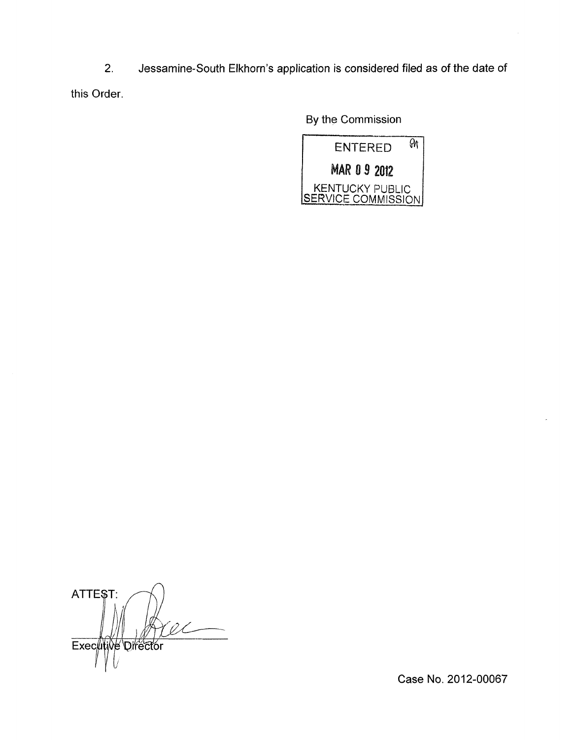2. Jessamine-South Elkhorn's application is considered filed as of the date of this Order.

By the Commission

ENTERED
MAR 09 2012
KENTUCKY PUBLIC SERVICE COMMISSION

ATTEST:

Executive Director

Case No. 2012-00067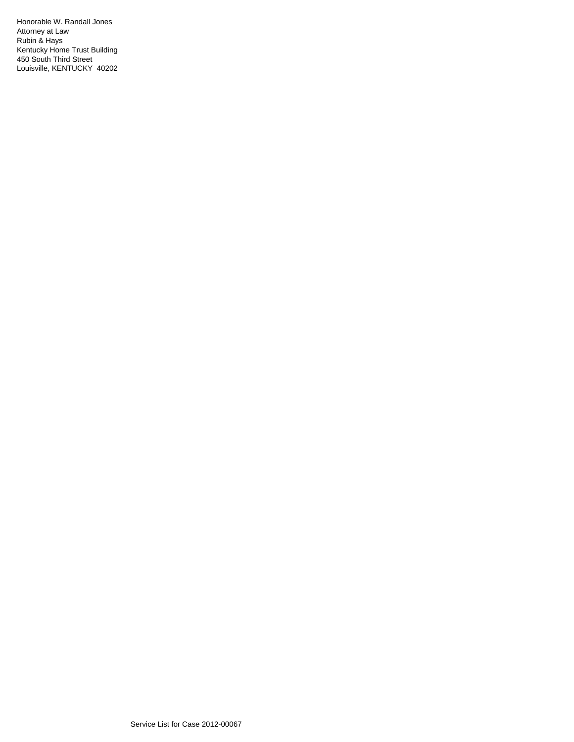Honorable W. Randall Jones
Attorney at Law
Rubin & Hays
Kentucky Home Trust Building
450 South Third Street
Louisville, KENTUCKY  40202

Service List for Case 2012-00067